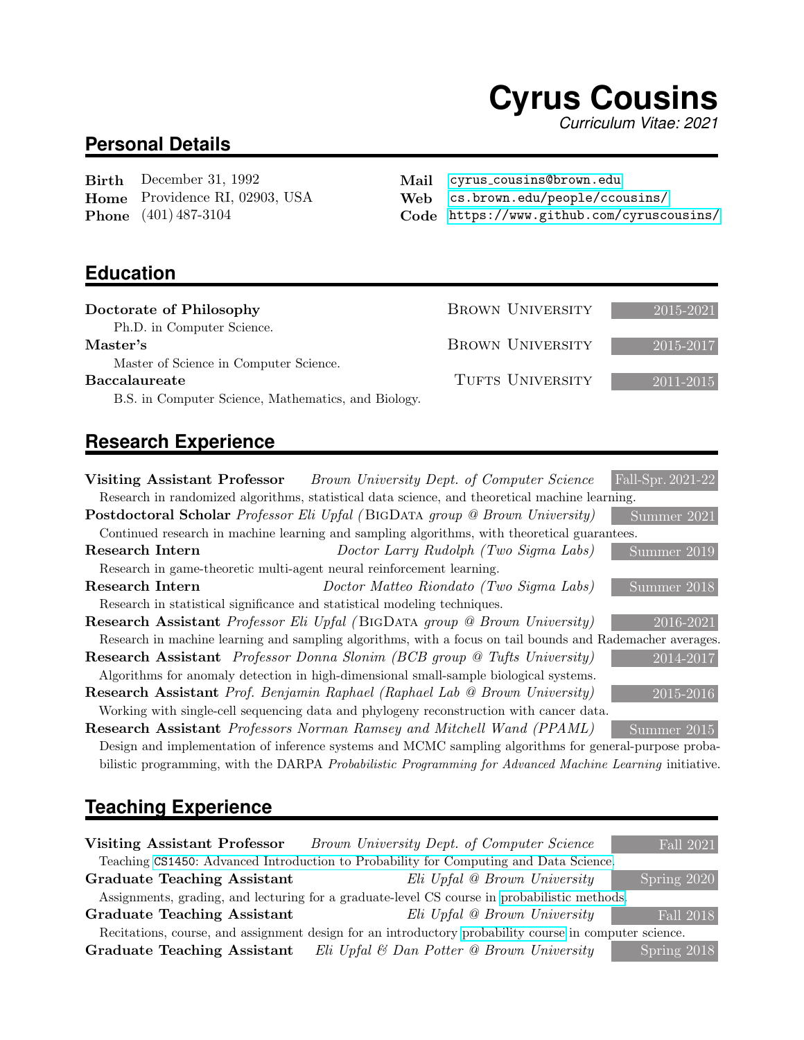# Cyrus Cousins

*Curriculum Vitae: 2021*

## Personal Details

**Birth** December 31, 1992
**Home** Providence RI, 02903, USA
**Phone** (401) 487-3104

**Mail** cyrus_cousins@brown.edu
**Web** cs.brown.edu/people/ccousins/
**Code** https://www.github.com/cyruscousins/

## Education

**Doctorate of Philosophy** — Brown University — 2015-2021
Ph.D. in Computer Science.

**Master's** — Brown University — 2015-2017
Master of Science in Computer Science.

**Baccalaureate** — Tufts University — 2011-2015
B.S. in Computer Science, Mathematics, and Biology.

## Research Experience

**Visiting Assistant Professor** *Brown University Dept. of Computer Science* — Fall-Spr. 2021-22
Research in randomized algorithms, statistical data science, and theoretical machine learning.

**Postdoctoral Scholar** *Professor Eli Upfal (BigData group @ Brown University)* — Summer 2021
Continued research in machine learning and sampling algorithms, with theoretical guarantees.

**Research Intern** *Doctor Larry Rudolph (Two Sigma Labs)* — Summer 2019
Research in game-theoretic multi-agent neural reinforcement learning.

**Research Intern** *Doctor Matteo Riondato (Two Sigma Labs)* — Summer 2018
Research in statistical significance and statistical modeling techniques.

**Research Assistant** *Professor Eli Upfal (BigData group @ Brown University)* — 2016-2021
Research in machine learning and sampling algorithms, with a focus on tail bounds and Rademacher averages.

**Research Assistant** *Professor Donna Slonim (BCB group @ Tufts University)* — 2014-2017
Algorithms for anomaly detection in high-dimensional small-sample biological systems.

**Research Assistant** *Prof. Benjamin Raphael (Raphael Lab @ Brown University)* — 2015-2016
Working with single-cell sequencing data and phylogeny reconstruction with cancer data.

**Research Assistant** *Professors Norman Ramsey and Mitchell Wand (PPAML)* — Summer 2015
Design and implementation of inference systems and MCMC sampling algorithms for general-purpose probabilistic programming, with the DARPA *Probabilistic Programming for Advanced Machine Learning* initiative.

## Teaching Experience

**Visiting Assistant Professor** *Brown University Dept. of Computer Science* — Fall 2021
Teaching CS1450: Advanced Introduction to Probability for Computing and Data Science.

**Graduate Teaching Assistant** *Eli Upfal @ Brown University* — Spring 2020
Assignments, grading, and lecturing for a graduate-level CS course in probabilistic methods.

**Graduate Teaching Assistant** *Eli Upfal @ Brown University* — Fall 2018
Recitations, course, and assignment design for an introductory probability course in computer science.

**Graduate Teaching Assistant** *Eli Upfal & Dan Potter @ Brown University* — Spring 2018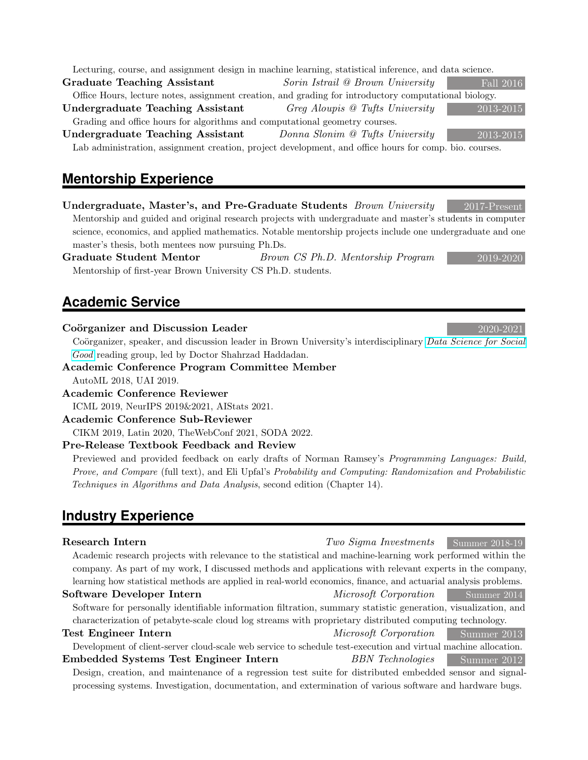Lecturing, course, and assignment design in machine learning, statistical inference, and data science.

**Graduate Teaching Assistant** — *Sorin Istrail @ Brown University* — Fall 2016

Office Hours, lecture notes, assignment creation, and grading for introductory computational biology.

**Undergraduate Teaching Assistant** — *Greg Aloupis @ Tufts University* — 2013-2015

Grading and office hours for algorithms and computational geometry courses.

**Undergraduate Teaching Assistant** — *Donna Slonim @ Tufts University* — 2013-2015

Lab administration, assignment creation, project development, and office hours for comp. bio. courses.

## Mentorship Experience

**Undergraduate, Master's, and Pre-Graduate Students** — *Brown University* — 2017-Present

Mentorship and guided and original research projects with undergraduate and master's students in computer science, economics, and applied mathematics. Notable mentorship projects include one undergraduate and one master's thesis, both mentees now pursuing Ph.Ds.

**Graduate Student Mentor** — *Brown CS Ph.D. Mentorship Program* — 2019-2020

Mentorship of first-year Brown University CS Ph.D. students.

## Academic Service

**Coörganizer and Discussion Leader** — 2020-2021

Coörganizer, speaker, and discussion leader in Brown University's interdisciplinary *Data Science for Social Good* reading group, led by Doctor Shahrzad Haddadan.

**Academic Conference Program Committee Member**

AutoML 2018, UAI 2019.

**Academic Conference Reviewer**

ICML 2019, NeurIPS 2019&2021, AIStats 2021.

**Academic Conference Sub-Reviewer**

CIKM 2019, Latin 2020, TheWebConf 2021, SODA 2022.

**Pre-Release Textbook Feedback and Review**

Previewed and provided feedback on early drafts of Norman Ramsey's *Programming Languages: Build, Prove, and Compare* (full text), and Eli Upfal's *Probability and Computing: Randomization and Probabilistic Techniques in Algorithms and Data Analysis*, second edition (Chapter 14).

## Industry Experience

**Research Intern** — *Two Sigma Investments* — Summer 2018-19

Academic research projects with relevance to the statistical and machine-learning work performed within the company. As part of my work, I discussed methods and applications with relevant experts in the company, learning how statistical methods are applied in real-world economics, finance, and actuarial analysis problems.

**Software Developer Intern** — *Microsoft Corporation* — Summer 2014

Software for personally identifiable information filtration, summary statistic generation, visualization, and characterization of petabyte-scale cloud log streams with proprietary distributed computing technology.

**Test Engineer Intern** — *Microsoft Corporation* — Summer 2013

Development of client-server cloud-scale web service to schedule test-execution and virtual machine allocation.

**Embedded Systems Test Engineer Intern** — *BBN Technologies* — Summer 2012

Design, creation, and maintenance of a regression test suite for distributed embedded sensor and signal-processing systems. Investigation, documentation, and extermination of various software and hardware bugs.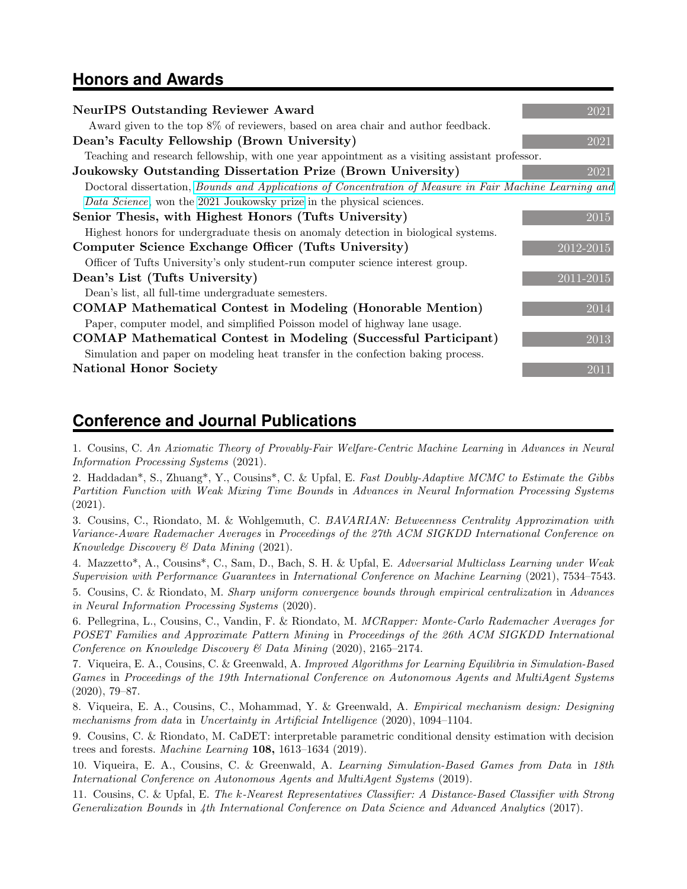## Honors and Awards

**NeurIPS Outstanding Reviewer Award** — 2021

Award given to the top 8% of reviewers, based on area chair and author feedback.

**Dean's Faculty Fellowship (Brown University)** — 2021

Teaching and research fellowship, with one year appointment as a visiting assistant professor.

**Joukowsky Outstanding Dissertation Prize (Brown University)** — 2021

Doctoral dissertation, *Bounds and Applications of Concentration of Measure in Fair Machine Learning and Data Science*, won the 2021 Joukowsky prize in the physical sciences.

**Senior Thesis, with Highest Honors (Tufts University)** — 2015

Highest honors for undergraduate thesis on anomaly detection in biological systems.

**Computer Science Exchange Officer (Tufts University)** — 2012-2015

Officer of Tufts University's only student-run computer science interest group.

**Dean's List (Tufts University)** — 2011-2015

Dean's list, all full-time undergraduate semesters.

**COMAP Mathematical Contest in Modeling (Honorable Mention)** — 2014

Paper, computer model, and simplified Poisson model of highway lane usage.

**COMAP Mathematical Contest in Modeling (Successful Participant)** — 2013

Simulation and paper on modeling heat transfer in the confection baking process.

**National Honor Society** — 2011

## Conference and Journal Publications

1. Cousins, C. *An Axiomatic Theory of Provably-Fair Welfare-Centric Machine Learning* in *Advances in Neural Information Processing Systems* (2021).

2. Haddadan*, S., Zhuang*, Y., Cousins*, C. & Upfal, E. *Fast Doubly-Adaptive MCMC to Estimate the Gibbs Partition Function with Weak Mixing Time Bounds* in *Advances in Neural Information Processing Systems* (2021).

3. Cousins, C., Riondato, M. & Wohlgemuth, C. *BAVARIAN: Betweenness Centrality Approximation with Variance-Aware Rademacher Averages* in *Proceedings of the 27th ACM SIGKDD International Conference on Knowledge Discovery & Data Mining* (2021).

4. Mazzetto*, A., Cousins*, C., Sam, D., Bach, S. H. & Upfal, E. *Adversarial Multiclass Learning under Weak Supervision with Performance Guarantees* in *International Conference on Machine Learning* (2021), 7534–7543.

5. Cousins, C. & Riondato, M. *Sharp uniform convergence bounds through empirical centralization* in *Advances in Neural Information Processing Systems* (2020).

6. Pellegrina, L., Cousins, C., Vandin, F. & Riondato, M. *MCRapper: Monte-Carlo Rademacher Averages for POSET Families and Approximate Pattern Mining* in *Proceedings of the 26th ACM SIGKDD International Conference on Knowledge Discovery & Data Mining* (2020), 2165–2174.

7. Viqueira, E. A., Cousins, C. & Greenwald, A. *Improved Algorithms for Learning Equilibria in Simulation-Based Games* in *Proceedings of the 19th International Conference on Autonomous Agents and MultiAgent Systems* (2020), 79–87.

8. Viqueira, E. A., Cousins, C., Mohammad, Y. & Greenwald, A. *Empirical mechanism design: Designing mechanisms from data* in *Uncertainty in Artificial Intelligence* (2020), 1094–1104.

9. Cousins, C. & Riondato, M. CaDET: interpretable parametric conditional density estimation with decision trees and forests. *Machine Learning* **108,** 1613–1634 (2019).

10. Viqueira, E. A., Cousins, C. & Greenwald, A. *Learning Simulation-Based Games from Data* in *18th International Conference on Autonomous Agents and MultiAgent Systems* (2019).

11. Cousins, C. & Upfal, E. *The k-Nearest Representatives Classifier: A Distance-Based Classifier with Strong Generalization Bounds* in *4th International Conference on Data Science and Advanced Analytics* (2017).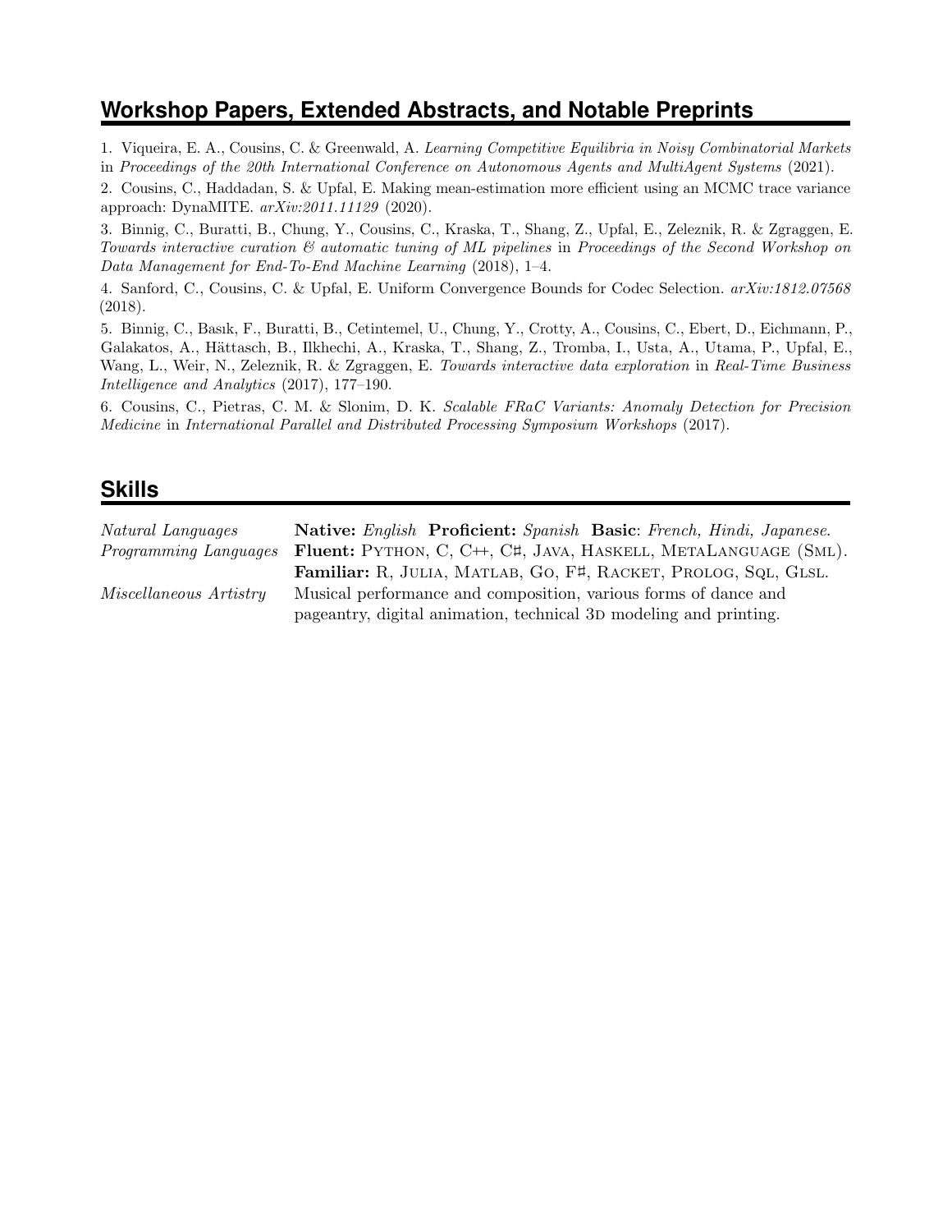## Workshop Papers, Extended Abstracts, and Notable Preprints

1. Viqueira, E. A., Cousins, C. & Greenwald, A. *Learning Competitive Equilibria in Noisy Combinatorial Markets* in *Proceedings of the 20th International Conference on Autonomous Agents and MultiAgent Systems* (2021).
2. Cousins, C., Haddadan, S. & Upfal, E. Making mean-estimation more efficient using an MCMC trace variance approach: DynaMITE. *arXiv:2011.11129* (2020).
3. Binnig, C., Buratti, B., Chung, Y., Cousins, C., Kraska, T., Shang, Z., Upfal, E., Zeleznik, R. & Zgraggen, E. *Towards interactive curation & automatic tuning of ML pipelines* in *Proceedings of the Second Workshop on Data Management for End-To-End Machine Learning* (2018), 1–4.
4. Sanford, C., Cousins, C. & Upfal, E. Uniform Convergence Bounds for Codec Selection. *arXiv:1812.07568* (2018).
5. Binnig, C., Basık, F., Buratti, B., Cetintemel, U., Chung, Y., Crotty, A., Cousins, C., Ebert, D., Eichmann, P., Galakatos, A., Hättasch, B., Ilkhechi, A., Kraska, T., Shang, Z., Tromba, I., Usta, A., Utama, P., Upfal, E., Wang, L., Weir, N., Zeleznik, R. & Zgraggen, E. *Towards interactive data exploration* in *Real-Time Business Intelligence and Analytics* (2017), 177–190.
6. Cousins, C., Pietras, C. M. & Slonim, D. K. *Scalable FRaC Variants: Anomaly Detection for Precision Medicine* in *International Parallel and Distributed Processing Symposium Workshops* (2017).

## Skills

| | |
|---|---|
| *Natural Languages* | **Native:** *English* **Proficient:** *Spanish* **Basic**: *French, Hindi, Japanese.* |
| *Programming Languages* | **Fluent:** Python, C, C++, C♯, Java, Haskell, MetaLanguage (Sml). **Familiar:** R, Julia, Matlab, Go, F♯, Racket, Prolog, Sql, Glsl. |
| *Miscellaneous Artistry* | Musical performance and composition, various forms of dance and pageantry, digital animation, technical 3d modeling and printing. |